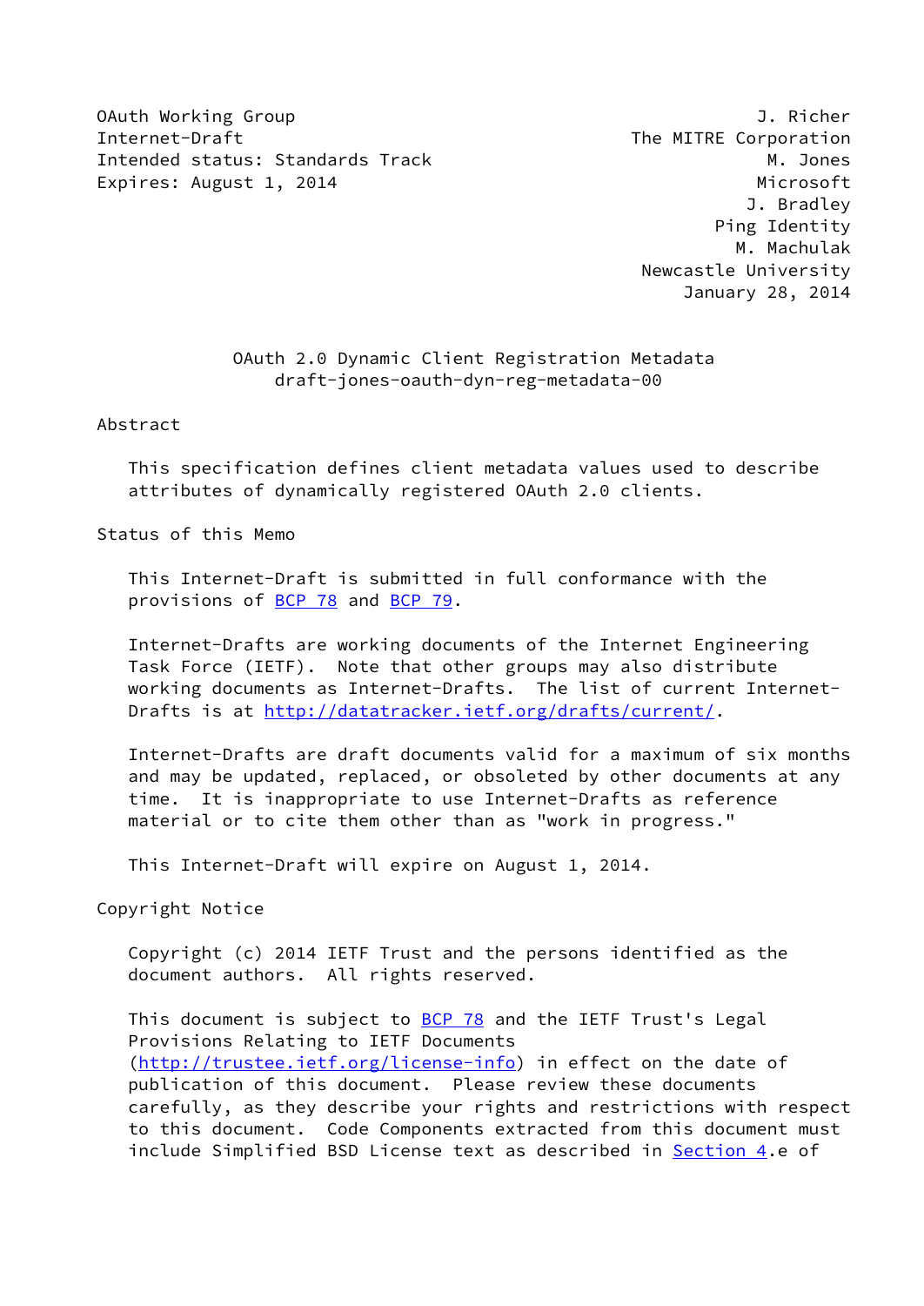OAuth Working Group — J. Richer
Internet-Draft — The MITRE Corporation
Intended status: Standards Track — M. Jones
Expires: August 1, 2014 — Microsoft
J. Bradley — Ping Identity
M. Machulak — Newcastle University
January 28, 2014

# OAuth 2.0 Dynamic Client Registration Metadata
## draft-jones-oauth-dyn-reg-metadata-00

## Abstract

This specification defines client metadata values used to describe attributes of dynamically registered OAuth 2.0 clients.

## Status of this Memo

This Internet-Draft is submitted in full conformance with the provisions of BCP 78 and BCP 79.

Internet-Drafts are working documents of the Internet Engineering Task Force (IETF). Note that other groups may also distribute working documents as Internet-Drafts. The list of current Internet-Drafts is at http://datatracker.ietf.org/drafts/current/.

Internet-Drafts are draft documents valid for a maximum of six months and may be updated, replaced, or obsoleted by other documents at any time. It is inappropriate to use Internet-Drafts as reference material or to cite them other than as "work in progress."

This Internet-Draft will expire on August 1, 2014.

## Copyright Notice

Copyright (c) 2014 IETF Trust and the persons identified as the document authors. All rights reserved.

This document is subject to BCP 78 and the IETF Trust's Legal Provisions Relating to IETF Documents (http://trustee.ietf.org/license-info) in effect on the date of publication of this document. Please review these documents carefully, as they describe your rights and restrictions with respect to this document. Code Components extracted from this document must include Simplified BSD License text as described in Section 4.e of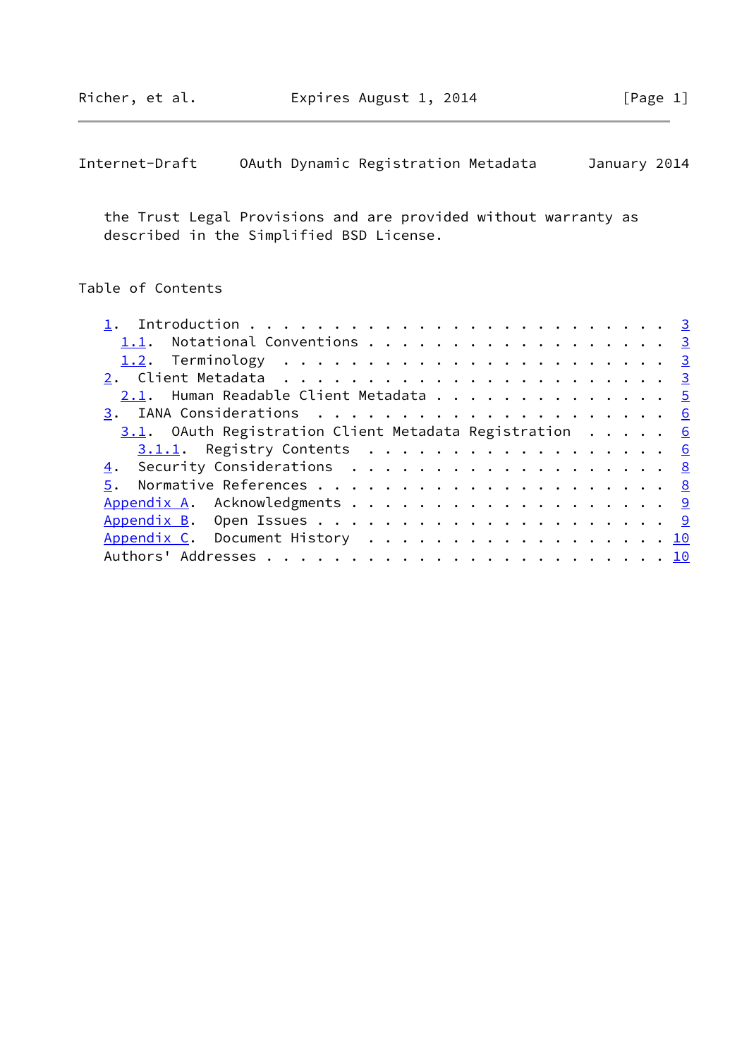the Trust Legal Provisions and are provided without warranty as described in the Simplified BSD License.

## Table of Contents

- 1. Introduction . . . . . . . . . . . . . . . . . . . . . . . . 3
  - 1.1. Notational Conventions . . . . . . . . . . . . . . . . . 3
  - 1.2. Terminology . . . . . . . . . . . . . . . . . . . . . . 3
- 2. Client Metadata . . . . . . . . . . . . . . . . . . . . . . 3
  - 2.1. Human Readable Client Metadata . . . . . . . . . . . . . 5
- 3. IANA Considerations . . . . . . . . . . . . . . . . . . . . 6
  - 3.1. OAuth Registration Client Metadata Registration . . . . . 6
    - 3.1.1. Registry Contents . . . . . . . . . . . . . . . . . 6
- 4. Security Considerations . . . . . . . . . . . . . . . . . . 8
- 5. Normative References . . . . . . . . . . . . . . . . . . . . 8
- Appendix A. Acknowledgments . . . . . . . . . . . . . . . . . . 9
- Appendix B. Open Issues . . . . . . . . . . . . . . . . . . . . 9
- Appendix C. Document History . . . . . . . . . . . . . . . . . . 10
- Authors' Addresses . . . . . . . . . . . . . . . . . . . . . . . 10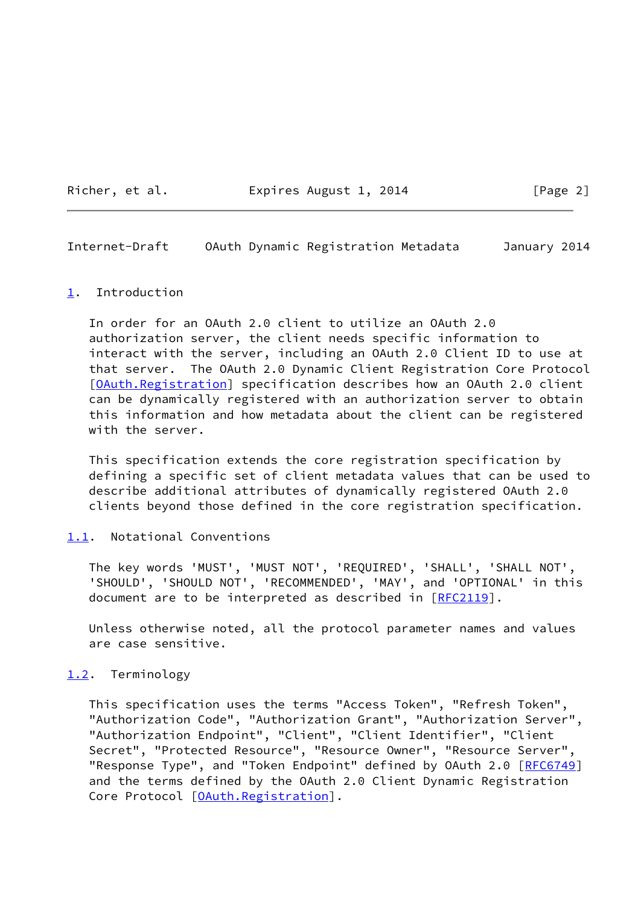## 1. Introduction

In order for an OAuth 2.0 client to utilize an OAuth 2.0 authorization server, the client needs specific information to interact with the server, including an OAuth 2.0 Client ID to use at that server. The OAuth 2.0 Dynamic Client Registration Core Protocol [OAuth.Registration] specification describes how an OAuth 2.0 client can be dynamically registered with an authorization server to obtain this information and how metadata about the client can be registered with the server.

This specification extends the core registration specification by defining a specific set of client metadata values that can be used to describe additional attributes of dynamically registered OAuth 2.0 clients beyond those defined in the core registration specification.

### 1.1. Notational Conventions

The key words 'MUST', 'MUST NOT', 'REQUIRED', 'SHALL', 'SHALL NOT', 'SHOULD', 'SHOULD NOT', 'RECOMMENDED', 'MAY', and 'OPTIONAL' in this document are to be interpreted as described in [RFC2119].

Unless otherwise noted, all the protocol parameter names and values are case sensitive.

### 1.2. Terminology

This specification uses the terms "Access Token", "Refresh Token", "Authorization Code", "Authorization Grant", "Authorization Server", "Authorization Endpoint", "Client", "Client Identifier", "Client Secret", "Protected Resource", "Resource Owner", "Resource Server", "Response Type", and "Token Endpoint" defined by OAuth 2.0 [RFC6749] and the terms defined by the OAuth 2.0 Client Dynamic Registration Core Protocol [OAuth.Registration].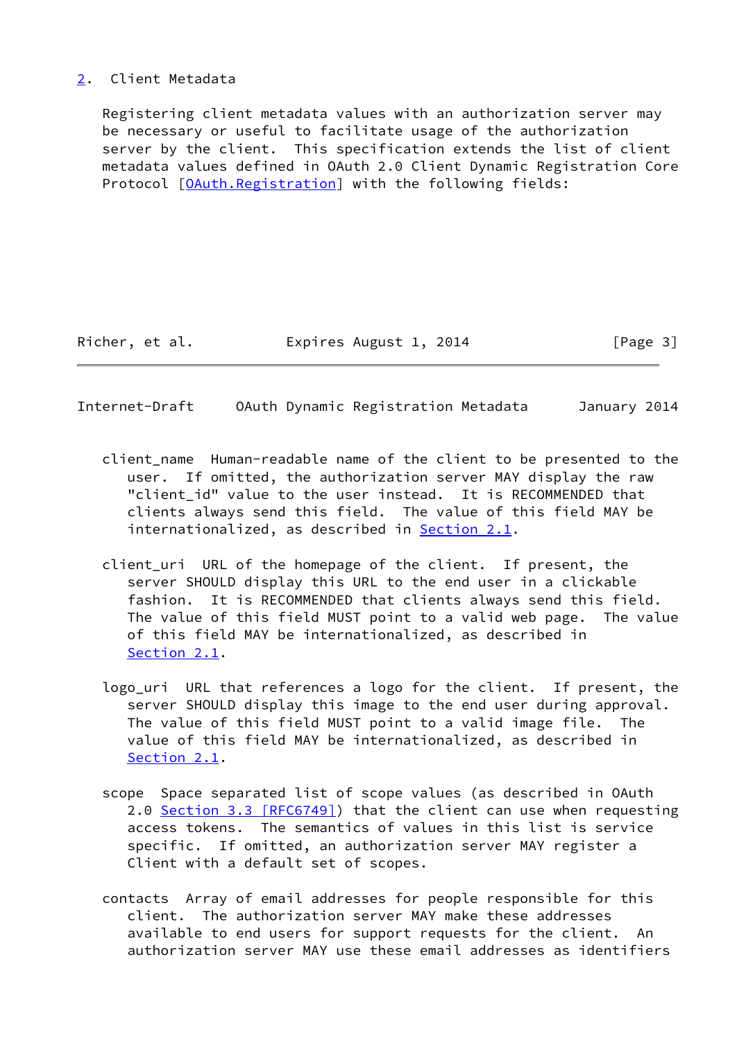## 2. Client Metadata

Registering client metadata values with an authorization server may be necessary or useful to facilitate usage of the authorization server by the client. This specification extends the list of client metadata values defined in OAuth 2.0 Client Dynamic Registration Core Protocol [OAuth.Registration] with the following fields:

client_name
: Human-readable name of the client to be presented to the user. If omitted, the authorization server MAY display the raw "client_id" value to the user instead. It is RECOMMENDED that clients always send this field. The value of this field MAY be internationalized, as described in Section 2.1.

client_uri
: URL of the homepage of the client. If present, the server SHOULD display this URL to the end user in a clickable fashion. It is RECOMMENDED that clients always send this field. The value of this field MUST point to a valid web page. The value of this field MAY be internationalized, as described in Section 2.1.

logo_uri
: URL that references a logo for the client. If present, the server SHOULD display this image to the end user during approval. The value of this field MUST point to a valid image file. The value of this field MAY be internationalized, as described in Section 2.1.

scope
: Space separated list of scope values (as described in OAuth 2.0 Section 3.3 [RFC6749]) that the client can use when requesting access tokens. The semantics of values in this list is service specific. If omitted, an authorization server MAY register a Client with a default set of scopes.

contacts
: Array of email addresses for people responsible for this client. The authorization server MAY make these addresses available to end users for support requests for the client. An authorization server MAY use these email addresses as identifiers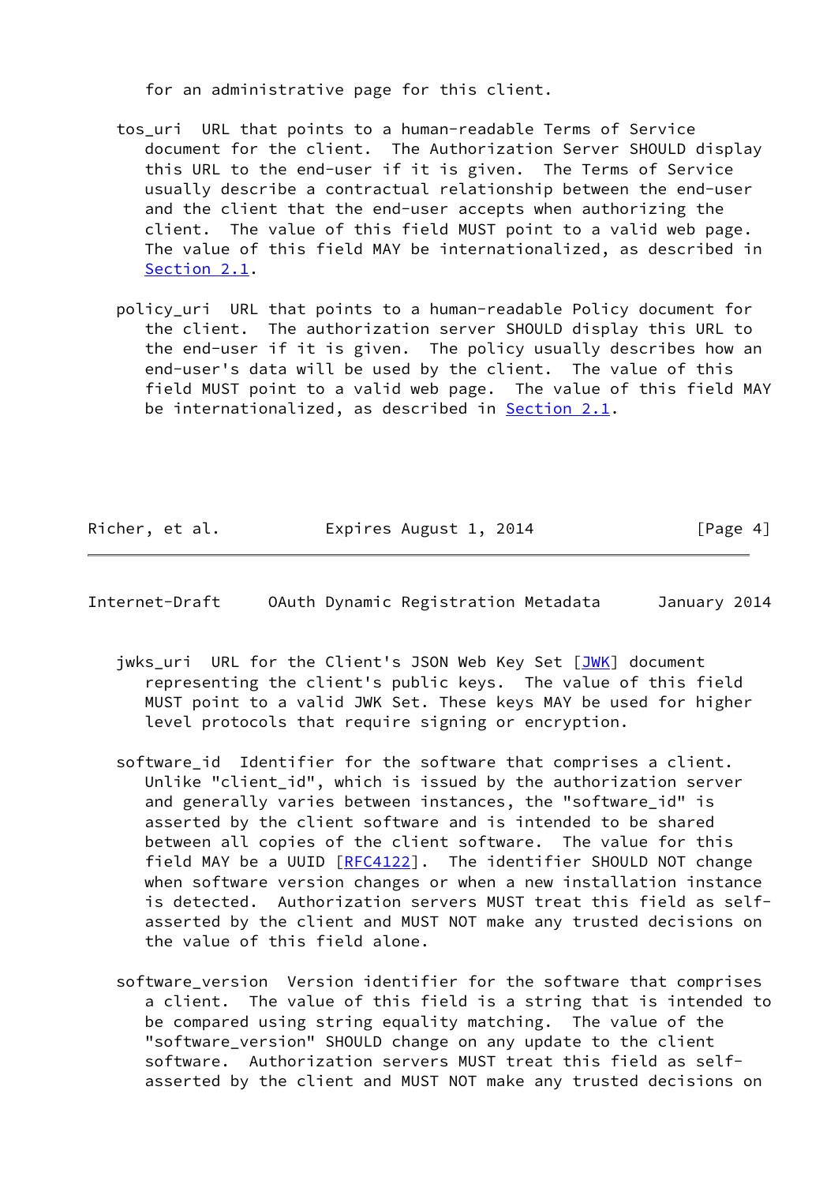for an administrative page for this client.

tos_uri URL that points to a human-readable Terms of Service document for the client. The Authorization Server SHOULD display this URL to the end-user if it is given. The Terms of Service usually describe a contractual relationship between the end-user and the client that the end-user accepts when authorizing the client. The value of this field MUST point to a valid web page. The value of this field MAY be internationalized, as described in Section 2.1.

policy_uri URL that points to a human-readable Policy document for the client. The authorization server SHOULD display this URL to the end-user if it is given. The policy usually describes how an end-user's data will be used by the client. The value of this field MUST point to a valid web page. The value of this field MAY be internationalized, as described in Section 2.1.

jwks_uri URL for the Client's JSON Web Key Set [JWK] document representing the client's public keys. The value of this field MUST point to a valid JWK Set. These keys MAY be used for higher level protocols that require signing or encryption.

software_id Identifier for the software that comprises a client. Unlike "client_id", which is issued by the authorization server and generally varies between instances, the "software_id" is asserted by the client software and is intended to be shared between all copies of the client software. The value for this field MAY be a UUID [RFC4122]. The identifier SHOULD NOT change when software version changes or when a new installation instance is detected. Authorization servers MUST treat this field as self-asserted by the client and MUST NOT make any trusted decisions on the value of this field alone.

software_version Version identifier for the software that comprises a client. The value of this field is a string that is intended to be compared using string equality matching. The value of the "software_version" SHOULD change on any update to the client software. Authorization servers MUST treat this field as self-asserted by the client and MUST NOT make any trusted decisions on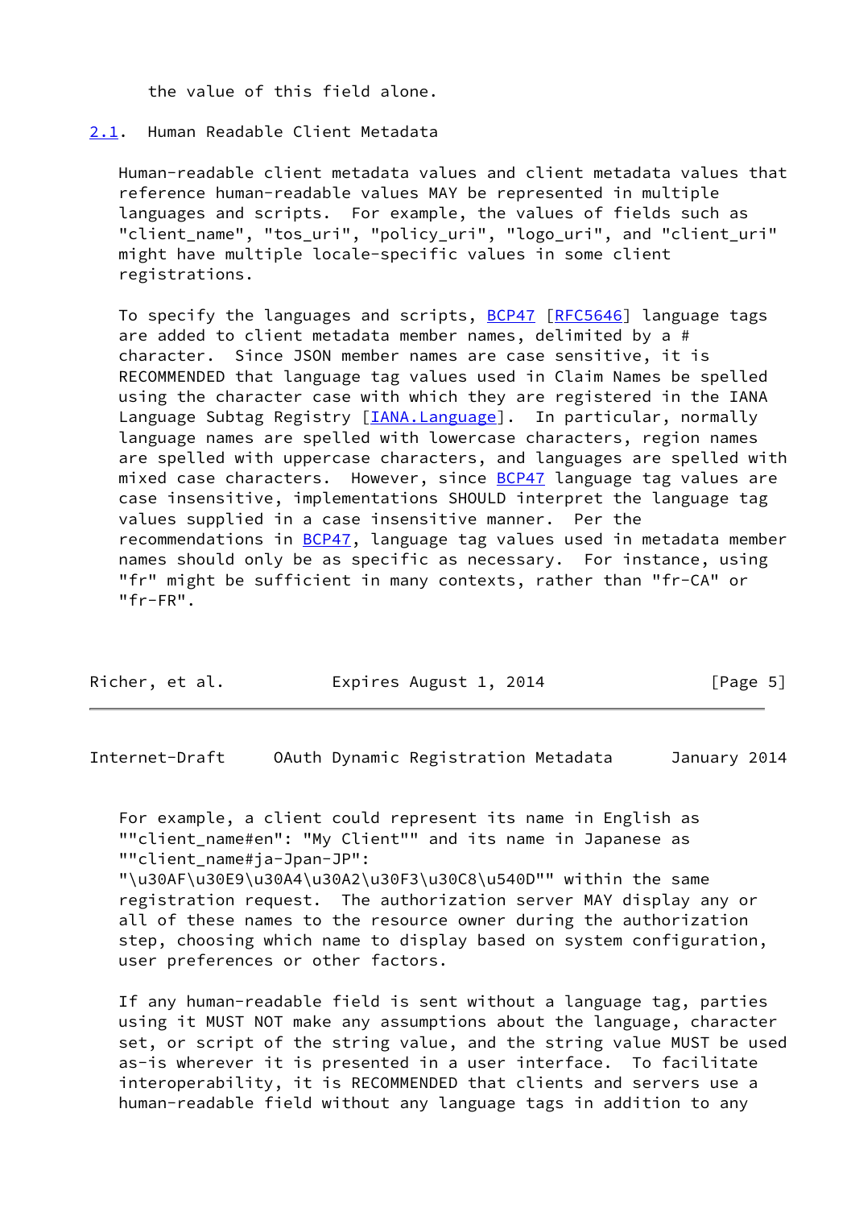the value of this field alone.

## 2.1. Human Readable Client Metadata

Human-readable client metadata values and client metadata values that reference human-readable values MAY be represented in multiple languages and scripts. For example, the values of fields such as "client_name", "tos_uri", "policy_uri", "logo_uri", and "client_uri" might have multiple locale-specific values in some client registrations.

To specify the languages and scripts, BCP47 [RFC5646] language tags are added to client metadata member names, delimited by a # character. Since JSON member names are case sensitive, it is RECOMMENDED that language tag values used in Claim Names be spelled using the character case with which they are registered in the IANA Language Subtag Registry [IANA.Language]. In particular, normally language names are spelled with lowercase characters, region names are spelled with uppercase characters, and languages are spelled with mixed case characters. However, since BCP47 language tag values are case insensitive, implementations SHOULD interpret the language tag values supplied in a case insensitive manner. Per the recommendations in BCP47, language tag values used in metadata member names should only be as specific as necessary. For instance, using "fr" might be sufficient in many contexts, rather than "fr-CA" or "fr-FR".

For example, a client could represent its name in English as ""client_name#en": "My Client"" and its name in Japanese as ""client_name#ja-Jpan-JP": "\u30AF\u30E9\u30A4\u30A2\u30F3\u30C8\u540D"" within the same registration request. The authorization server MAY display any or all of these names to the resource owner during the authorization step, choosing which name to display based on system configuration, user preferences or other factors.

If any human-readable field is sent without a language tag, parties using it MUST NOT make any assumptions about the language, character set, or script of the string value, and the string value MUST be used as-is wherever it is presented in a user interface. To facilitate interoperability, it is RECOMMENDED that clients and servers use a human-readable field without any language tags in addition to any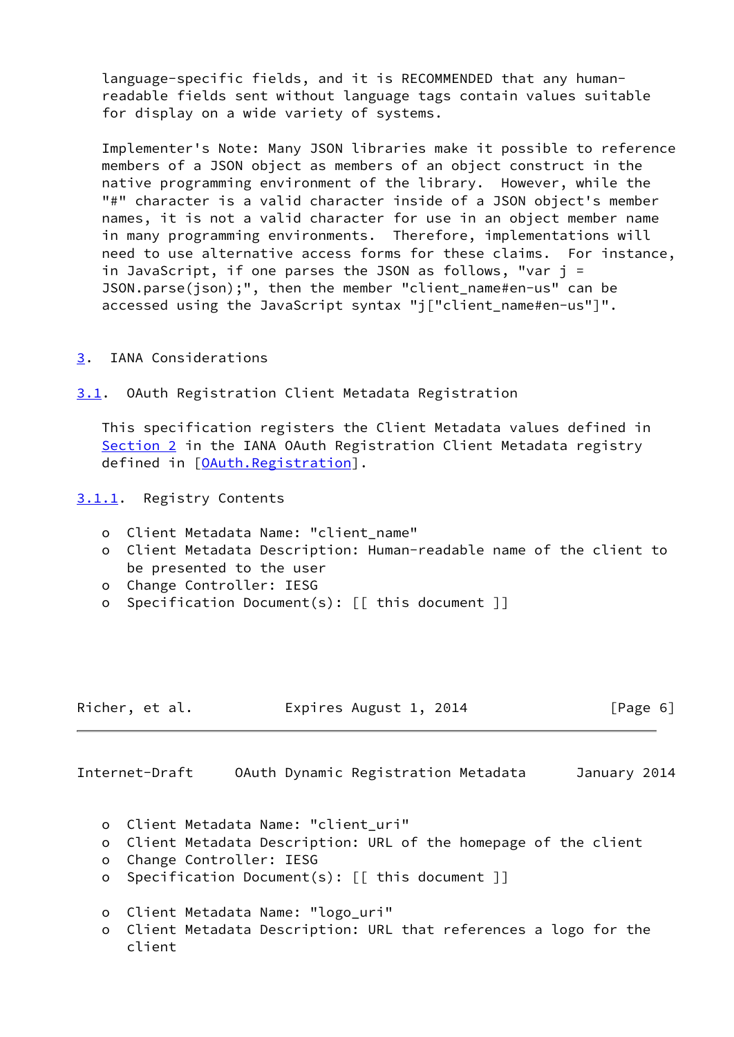language-specific fields, and it is RECOMMENDED that any human-readable fields sent without language tags contain values suitable for display on a wide variety of systems.

Implementer's Note: Many JSON libraries make it possible to reference members of a JSON object as members of an object construct in the native programming environment of the library. However, while the "#" character is a valid character inside of a JSON object's member names, it is not a valid character for use in an object member name in many programming environments. Therefore, implementations will need to use alternative access forms for these claims. For instance, in JavaScript, if one parses the JSON as follows, "var j = JSON.parse(json);", then the member "client_name#en-us" can be accessed using the JavaScript syntax "j["client_name#en-us"]".

# 3. IANA Considerations

## 3.1. OAuth Registration Client Metadata Registration

This specification registers the Client Metadata values defined in Section 2 in the IANA OAuth Registration Client Metadata registry defined in [OAuth.Registration].

### 3.1.1. Registry Contents

- Client Metadata Name: "client_name"
- Client Metadata Description: Human-readable name of the client to be presented to the user
- Change Controller: IESG
- Specification Document(s): [[ this document ]]

- Client Metadata Name: "client_uri"
- Client Metadata Description: URL of the homepage of the client
- Change Controller: IESG
- Specification Document(s): [[ this document ]]

- Client Metadata Name: "logo_uri"
- Client Metadata Description: URL that references a logo for the client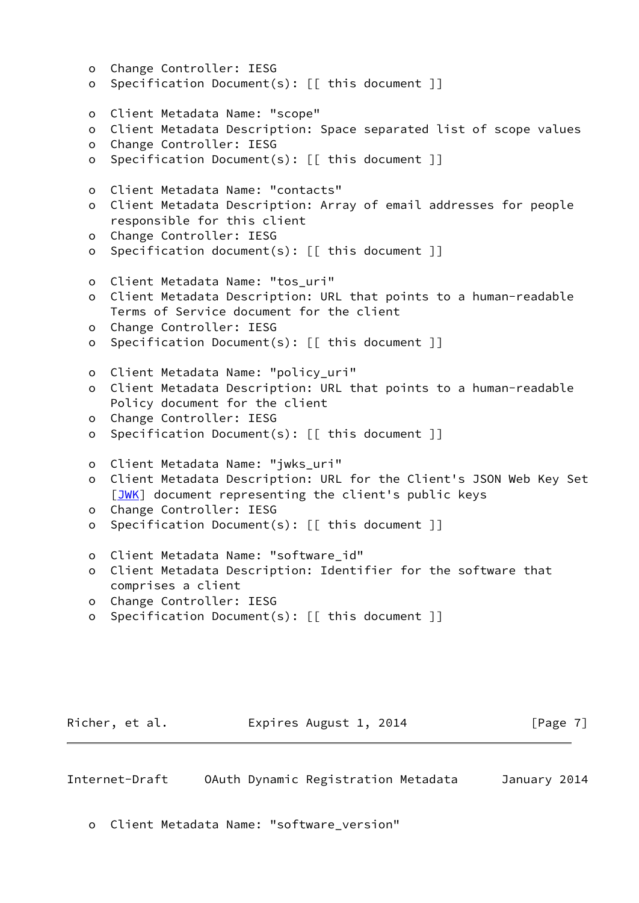- Change Controller: IESG
- Specification Document(s): [[ this document ]]

- Client Metadata Name: "scope"
- Client Metadata Description: Space separated list of scope values
- Change Controller: IESG
- Specification Document(s): [[ this document ]]

- Client Metadata Name: "contacts"
- Client Metadata Description: Array of email addresses for people responsible for this client
- Change Controller: IESG
- Specification document(s): [[ this document ]]

- Client Metadata Name: "tos_uri"
- Client Metadata Description: URL that points to a human-readable Terms of Service document for the client
- Change Controller: IESG
- Specification Document(s): [[ this document ]]

- Client Metadata Name: "policy_uri"
- Client Metadata Description: URL that points to a human-readable Policy document for the client
- Change Controller: IESG
- Specification Document(s): [[ this document ]]

- Client Metadata Name: "jwks_uri"
- Client Metadata Description: URL for the Client's JSON Web Key Set [JWK] document representing the client's public keys
- Change Controller: IESG
- Specification Document(s): [[ this document ]]

- Client Metadata Name: "software_id"
- Client Metadata Description: Identifier for the software that comprises a client
- Change Controller: IESG
- Specification Document(s): [[ this document ]]

- Client Metadata Name: "software_version"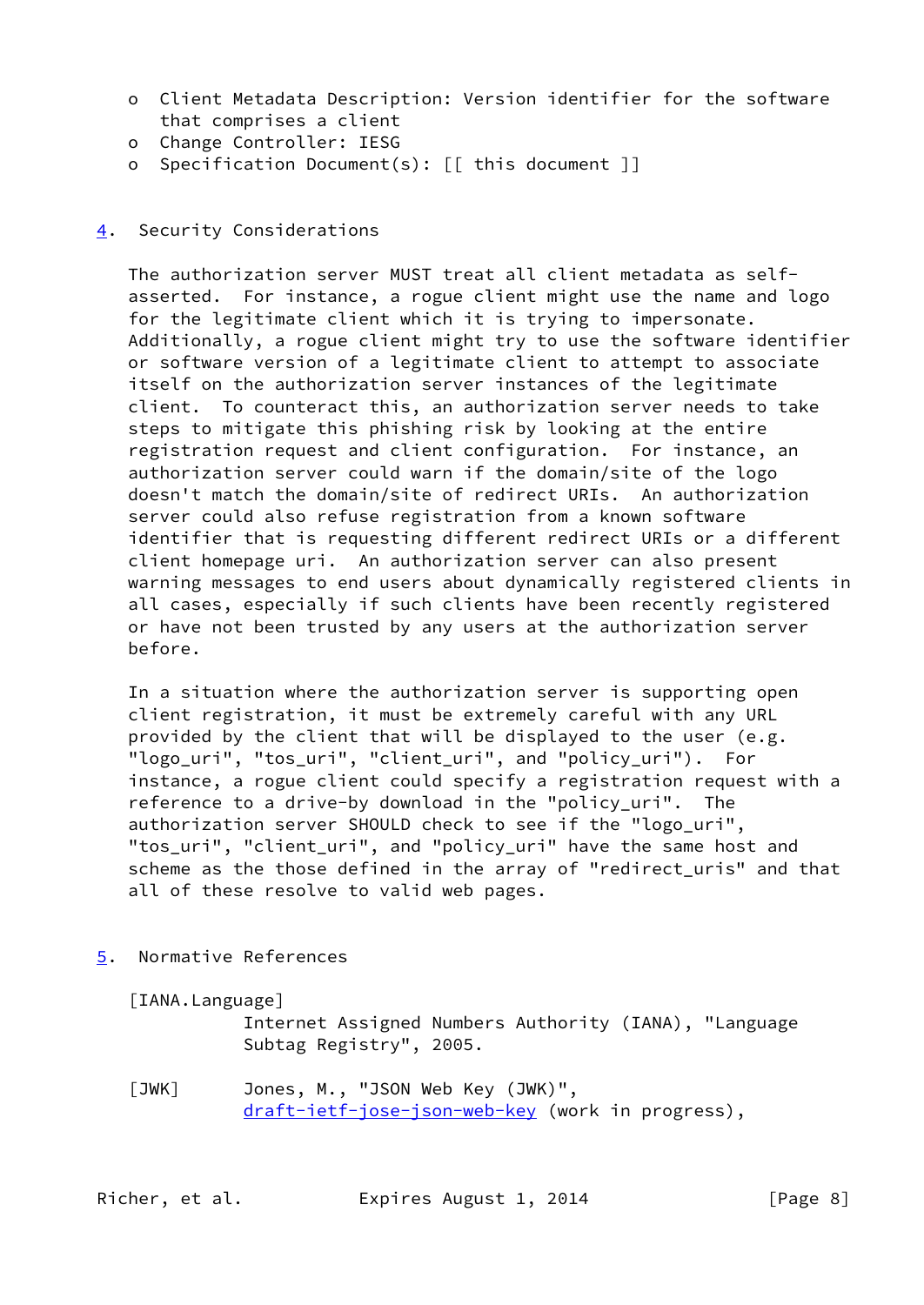- Client Metadata Description: Version identifier for the software that comprises a client
- Change Controller: IESG
- Specification Document(s): [[ this document ]]

## 4. Security Considerations

The authorization server MUST treat all client metadata as self-asserted. For instance, a rogue client might use the name and logo for the legitimate client which it is trying to impersonate. Additionally, a rogue client might try to use the software identifier or software version of a legitimate client to attempt to associate itself on the authorization server instances of the legitimate client. To counteract this, an authorization server needs to take steps to mitigate this phishing risk by looking at the entire registration request and client configuration. For instance, an authorization server could warn if the domain/site of the logo doesn't match the domain/site of redirect URIs. An authorization server could also refuse registration from a known software identifier that is requesting different redirect URIs or a different client homepage uri. An authorization server can also present warning messages to end users about dynamically registered clients in all cases, especially if such clients have been recently registered or have not been trusted by any users at the authorization server before.

In a situation where the authorization server is supporting open client registration, it must be extremely careful with any URL provided by the client that will be displayed to the user (e.g. "logo_uri", "tos_uri", "client_uri", and "policy_uri"). For instance, a rogue client could specify a registration request with a reference to a drive-by download in the "policy_uri". The authorization server SHOULD check to see if the "logo_uri", "tos_uri", "client_uri", and "policy_uri" have the same host and scheme as the those defined in the array of "redirect_uris" and that all of these resolve to valid web pages.

## 5. Normative References

[IANA.Language]
Internet Assigned Numbers Authority (IANA), "Language Subtag Registry", 2005.

[JWK] Jones, M., "JSON Web Key (JWK)", draft-ietf-jose-json-web-key (work in progress),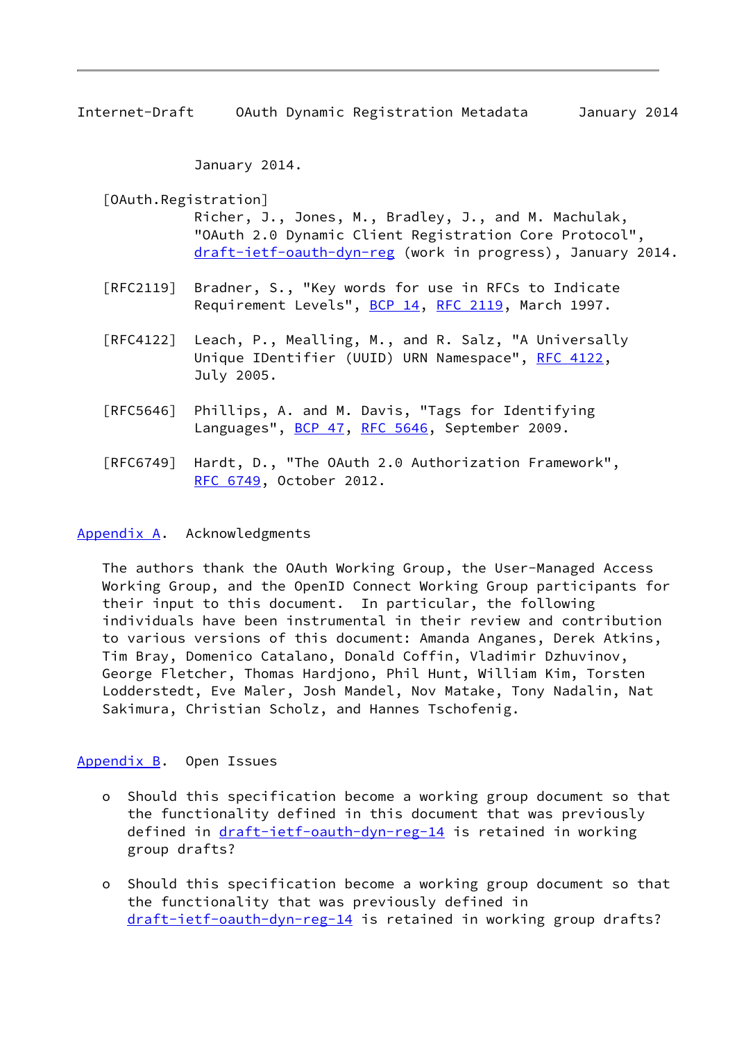January 2014.

[OAuth.Registration]
Richer, J., Jones, M., Bradley, J., and M. Machulak, "OAuth 2.0 Dynamic Client Registration Core Protocol", draft-ietf-oauth-dyn-reg (work in progress), January 2014.

[RFC2119] Bradner, S., "Key words for use in RFCs to Indicate Requirement Levels", BCP 14, RFC 2119, March 1997.

[RFC4122] Leach, P., Mealling, M., and R. Salz, "A Universally Unique IDentifier (UUID) URN Namespace", RFC 4122, July 2005.

[RFC5646] Phillips, A. and M. Davis, "Tags for Identifying Languages", BCP 47, RFC 5646, September 2009.

[RFC6749] Hardt, D., "The OAuth 2.0 Authorization Framework", RFC 6749, October 2012.

## Appendix A. Acknowledgments

The authors thank the OAuth Working Group, the User-Managed Access Working Group, and the OpenID Connect Working Group participants for their input to this document. In particular, the following individuals have been instrumental in their review and contribution to various versions of this document: Amanda Anganes, Derek Atkins, Tim Bray, Domenico Catalano, Donald Coffin, Vladimir Dzhuvinov, George Fletcher, Thomas Hardjono, Phil Hunt, William Kim, Torsten Lodderstedt, Eve Maler, Josh Mandel, Nov Matake, Tony Nadalin, Nat Sakimura, Christian Scholz, and Hannes Tschofenig.

## Appendix B. Open Issues

- Should this specification become a working group document so that the functionality defined in this document that was previously defined in draft-ietf-oauth-dyn-reg-14 is retained in working group drafts?

- Should this specification become a working group document so that the functionality that was previously defined in draft-ietf-oauth-dyn-reg-14 is retained in working group drafts?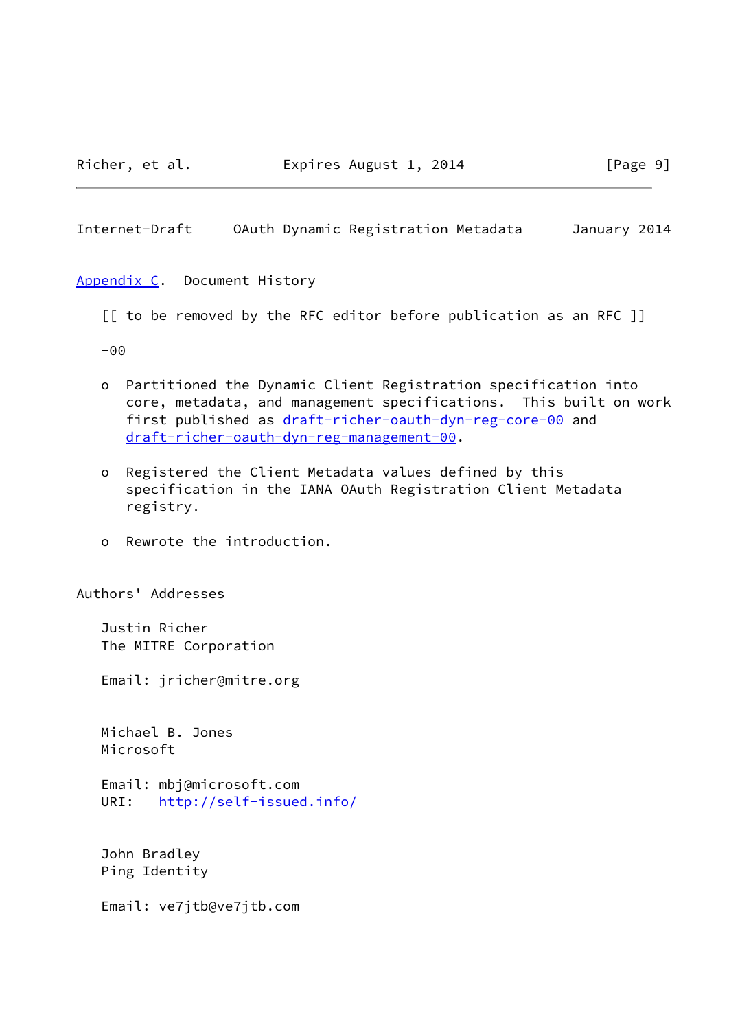## Appendix C. Document History

[[ to be removed by the RFC editor before publication as an RFC ]]

-00

- Partitioned the Dynamic Client Registration specification into core, metadata, and management specifications. This built on work first published as draft-richer-oauth-dyn-reg-core-00 and draft-richer-oauth-dyn-reg-management-00.
- Registered the Client Metadata values defined by this specification in the IANA OAuth Registration Client Metadata registry.
- Rewrote the introduction.

## Authors' Addresses

Justin Richer
The MITRE Corporation

Email: jricher@mitre.org

Michael B. Jones
Microsoft

Email: mbj@microsoft.com
URI: http://self-issued.info/

John Bradley
Ping Identity

Email: ve7jtb@ve7jtb.com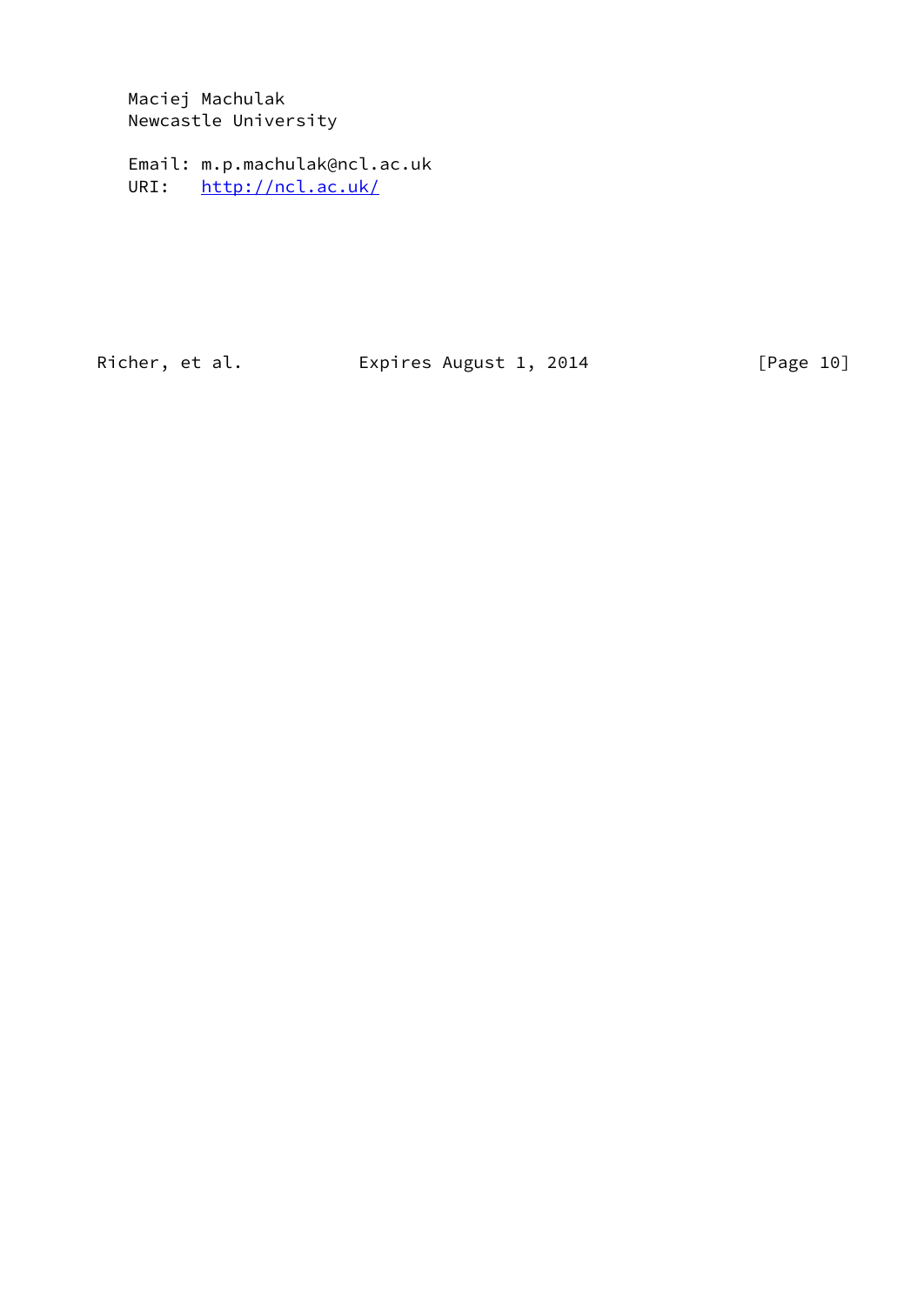Maciej Machulak
Newcastle University

Email: m.p.machulak@ncl.ac.uk
URI: http://ncl.ac.uk/